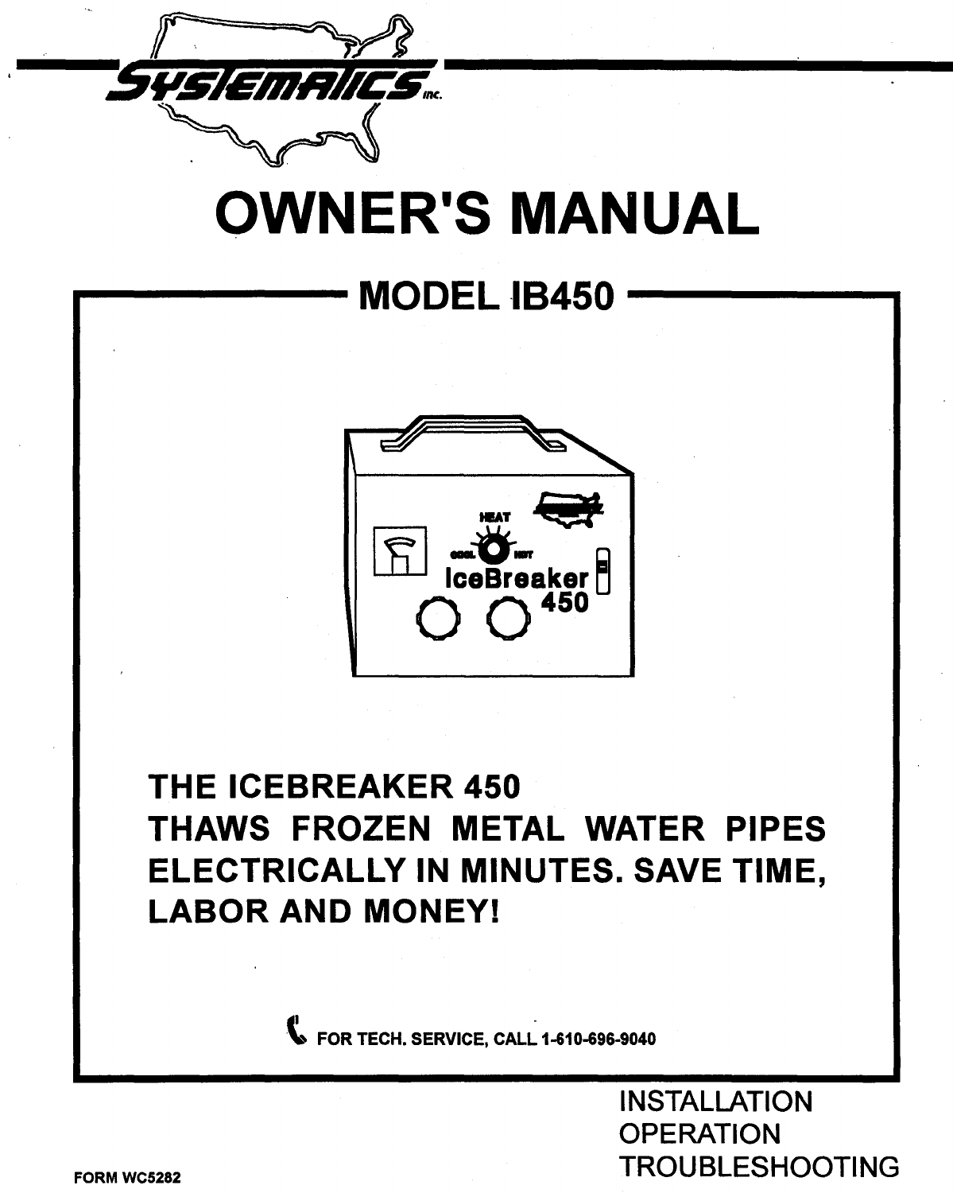SYSTEMATICS inc.

# OWNER'S MANUAL

## MODEL IB450

**THE ICEBREAKER 450 THAWS FROZEN METAL WATER PIPES ELECTRICALLY IN MINUTES. SAVE TIME, LABOR AND MONEY!**

FOR TECH. SERVICE, CALL 1-610-696-9040

INSTALLATION
OPERATION
TROUBLESHOOTING

FORM WC5282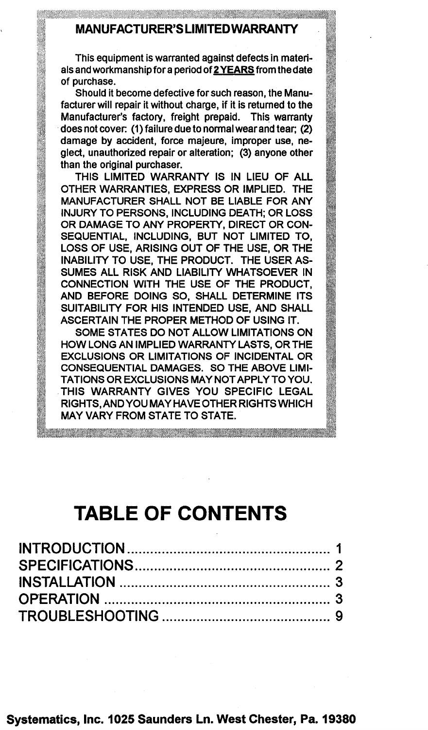## MANUFACTURER'S LIMITED WARRANTY

This equipment is warranted against defects in materials and workmanship for a period of **2 YEARS** from the date of purchase.

Should it become defective for such reason, the Manufacturer will repair it without charge, if it is returned to the Manufacturer's factory, freight prepaid. This warranty does not cover: (1) failure due to normal wear and tear; (2) damage by accident, force majeure, improper use, neglect, unauthorized repair or alteration; (3) anyone other than the original purchaser.

THIS LIMITED WARRANTY IS IN LIEU OF ALL OTHER WARRANTIES, EXPRESS OR IMPLIED. THE MANUFACTURER SHALL NOT BE LIABLE FOR ANY INJURY TO PERSONS, INCLUDING DEATH; OR LOSS OR DAMAGE TO ANY PROPERTY, DIRECT OR CONSEQUENTIAL, INCLUDING, BUT NOT LIMITED TO, LOSS OF USE, ARISING OUT OF THE USE, OR THE INABILITY TO USE, THE PRODUCT. THE USER ASSUMES ALL RISK AND LIABILITY WHATSOEVER IN CONNECTION WITH THE USE OF THE PRODUCT, AND BEFORE DOING SO, SHALL DETERMINE ITS SUITABILITY FOR HIS INTENDED USE, AND SHALL ASCERTAIN THE PROPER METHOD OF USING IT.

SOME STATES DO NOT ALLOW LIMITATIONS ON HOW LONG AN IMPLIED WARRANTY LASTS, OR THE EXCLUSIONS OR LIMITATIONS OF INCIDENTAL OR CONSEQUENTIAL DAMAGES. SO THE ABOVE LIMITATIONS OR EXCLUSIONS MAY NOT APPLY TO YOU. THIS WARRANTY GIVES YOU SPECIFIC LEGAL RIGHTS, AND YOU MAY HAVE OTHER RIGHTS WHICH MAY VARY FROM STATE TO STATE.

# TABLE OF CONTENTS

| | |
|---|---|
| INTRODUCTION | 1 |
| SPECIFICATIONS | 2 |
| INSTALLATION | 3 |
| OPERATION | 3 |
| TROUBLESHOOTING | 9 |

**Systematics, Inc. 1025 Saunders Ln. West Chester, Pa. 19380**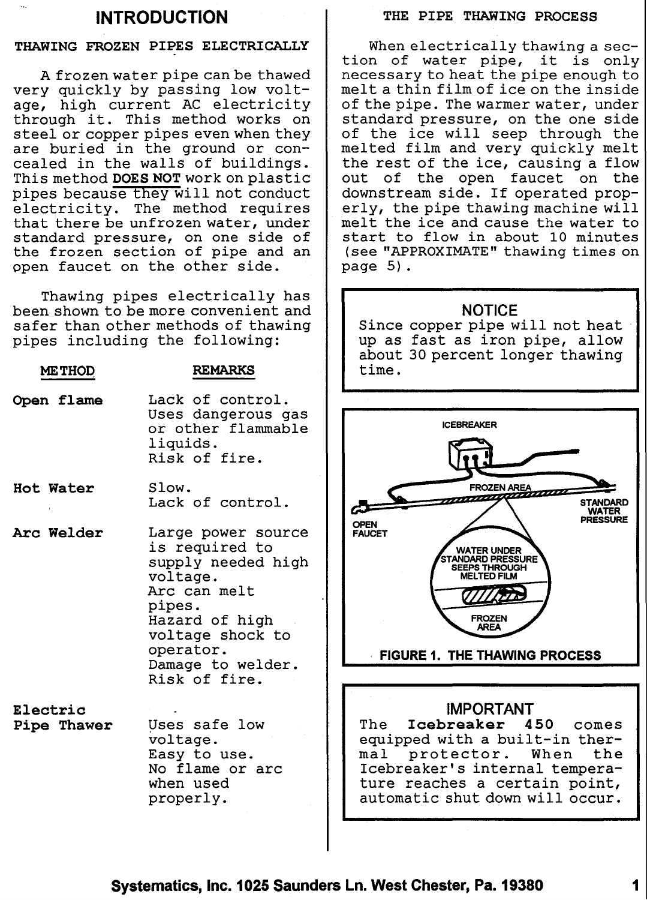# INTRODUCTION

## THAWING FROZEN PIPES ELECTRICALLY

A frozen water pipe can be thawed very quickly by passing low voltage, high current AC electricity through it. This method works on steel or copper pipes even when they are buried in the ground or concealed in the walls of buildings. This method **DOES NOT** work on plastic pipes because they will not conduct electricity. The method requires that there be unfrozen water, under standard pressure, on one side of the frozen section of pipe and an open faucet on the other side.

Thawing pipes electrically has been shown to be more convenient and safer than other methods of thawing pipes including the following:

| METHOD | REMARKS |
|---|---|
| **Open flame** | Lack of control. Uses dangerous gas or other flammable liquids. Risk of fire. |
| **Hot Water** | Slow. Lack of control. |
| **Arc Welder** | Large power source is required to supply needed high voltage. Arc can melt pipes. Hazard of high voltage shock to operator. Damage to welder. Risk of fire. |
| **Electric Pipe Thawer** | Uses safe low voltage. Easy to use. No flame or arc when used properly. |

## THE PIPE THAWING PROCESS

When electrically thawing a section of water pipe, it is only necessary to heat the pipe enough to melt a thin film of ice on the inside of the pipe. The warmer water, under standard pressure, on the one side of the ice will seep through the melted film and very quickly melt the rest of the ice, causing a flow out of the open faucet on the downstream side. If operated properly, the pipe thawing machine will melt the ice and cause the water to start to flow in about 10 minutes (see "APPROXIMATE" thawing times on page 5).

> **NOTICE**
> Since copper pipe will not heat up as fast as iron pipe, allow about 30 percent longer thawing time.

ICEBREAKER

FROZEN AREA

OPEN FAUCET

STANDARD WATER PRESSURE

WATER UNDER STANDARD PRESSURE SEEPS THROUGH MELTED FILM

FROZEN AREA

**FIGURE 1. THE THAWING PROCESS**

> **IMPORTANT**
> The **Icebreaker 450** comes equipped with a built-in thermal protector. When the Icebreaker's internal temperature reaches a certain point, automatic shut down will occur.

Systematics, Inc. 1025 Saunders Ln. West Chester, Pa. 19380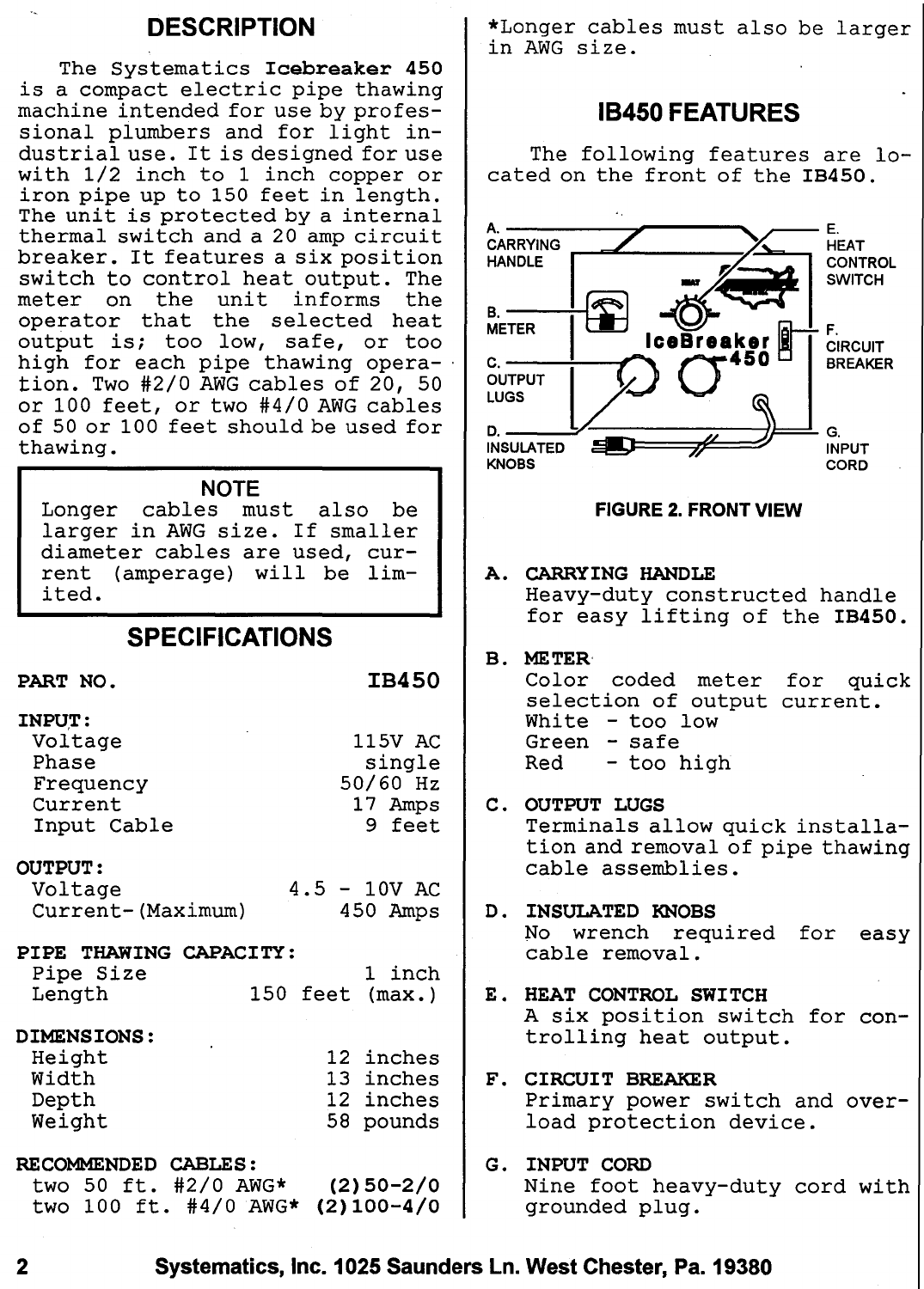## DESCRIPTION

The Systematics **Icebreaker 450** is a compact electric pipe thawing machine intended for use by professional plumbers and for light industrial use. It is designed for use with 1/2 inch to 1 inch copper or iron pipe up to 150 feet in length. The unit is protected by a internal thermal switch and a 20 amp circuit breaker. It features a six position switch to control heat output. The meter on the unit informs the operator that the selected heat output is; too low, safe, or too high for each pipe thawing operation. Two #2/0 AWG cables of 20, 50 or 100 feet, or two #4/0 AWG cables of 50 or 100 feet should be used for thawing.

> **NOTE**
> Longer cables must also be larger in AWG size. If smaller diameter cables are used, current (amperage) will be limited.

## SPECIFICATIONS

| **PART NO.** | **IB450** |
|---|---|
| **INPUT:** | |
| Voltage | 115V AC |
| Phase | single |
| Frequency | 50/60 Hz |
| Current | 17 Amps |
| Input Cable | 9 feet |
| **OUTPUT:** | |
| Voltage | 4.5 - 10V AC |
| Current-(Maximum) | 450 Amps |
| **PIPE THAWING CAPACITY:** | |
| Pipe Size | 1 inch |
| Length | 150 feet (max.) |
| **DIMENSIONS:** | |
| Height | 12 inches |
| Width | 13 inches |
| Depth | 12 inches |
| Weight | 58 pounds |
| **RECOMMENDED CABLES:** | |
| two 50 ft. #2/0 AWG* | (2)50-2/0 |
| two 100 ft. #4/0 AWG* | (2)100-4/0 |

*Longer cables must also be larger in AWG size.

## IB450 FEATURES

The following features are located on the front of the **IB450**.

A. CARRYING HANDLE
B. METER
C. OUTPUT LUGS
D. INSULATED KNOBS
E. HEAT CONTROL SWITCH
F. CIRCUIT BREAKER
G. INPUT CORD

**FIGURE 2. FRONT VIEW**

**A. CARRYING HANDLE**
Heavy-duty constructed handle for easy lifting of the **IB450**.

**B. METER**
Color coded meter for quick selection of output current.
White - too low
Green - safe
Red - too high

**C. OUTPUT LUGS**
Terminals allow quick installation and removal of pipe thawing cable assemblies.

**D. INSULATED KNOBS**
No wrench required for easy cable removal.

**E. HEAT CONTROL SWITCH**
A six position switch for controlling heat output.

**F. CIRCUIT BREAKER**
Primary power switch and overload protection device.

**G. INPUT CORD**
Nine foot heavy-duty cord with grounded plug.

Systematics, Inc. 1025 Saunders Ln. West Chester, Pa. 19380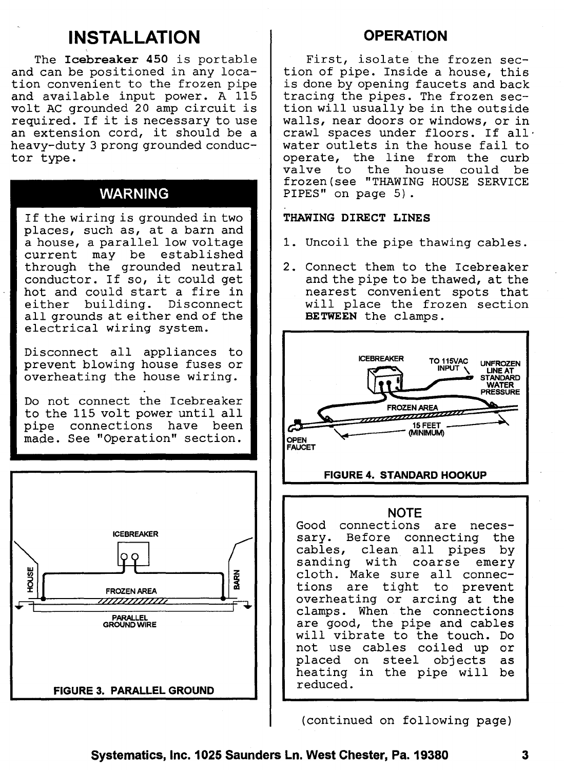# INSTALLATION

The **Icebreaker 450** is portable and can be positioned in any location convenient to the frozen pipe and available input power. A 115 volt AC grounded 20 amp circuit is required. If it is necessary to use an extension cord, it should be a heavy-duty 3 prong grounded conductor type.

> **WARNING**
>
> If the wiring is grounded in two places, such as, at a barn and a house, a parallel low voltage current may be established through the grounded neutral conductor. If so, it could get hot and could start a fire in either building. Disconnect all grounds at either end of the electrical wiring system.
>
> Disconnect all appliances to prevent blowing house fuses or overheating the house wiring.
>
> Do not connect the Icebreaker to the 115 volt power until all pipe connections have been made. See "Operation" section.

ICEBREAKER

HOUSE

BARN

FROZEN AREA

PARALLEL GROUND WIRE

**FIGURE 3. PARALLEL GROUND**

# OPERATION

First, isolate the frozen section of pipe. Inside a house, this is done by opening faucets and back tracing the pipes. The frozen section will usually be in the outside walls, near doors or windows, or in crawl spaces under floors. If all water outlets in the house fail to operate, the line from the curb valve to the house could be frozen (see "THAWING HOUSE SERVICE PIPES" on page 5).

**THAWING DIRECT LINES**

1. Uncoil the pipe thawing cables.
2. Connect them to the Icebreaker and the pipe to be thawed, at the nearest convenient spots that will place the frozen section **BETWEEN** the clamps.

ICEBREAKER

TO 115VAC INPUT

UNFROZEN LINE AT STANDARD WATER PRESSURE

FROZEN AREA

15 FEET (MINIMUM)

OPEN FAUCET

**FIGURE 4. STANDARD HOOKUP**

> **NOTE**
>
> Good connections are necessary. Before connecting the cables, clean all pipes by sanding with coarse emery cloth. Make sure all connections are tight to prevent overheating or arcing at the clamps. When the connections are good, the pipe and cables will vibrate to the touch. Do not use cables coiled up or placed on steel objects as heating in the pipe will be reduced.

(continued on following page)

Systematics, Inc. 1025 Saunders Ln. West Chester, Pa. 19380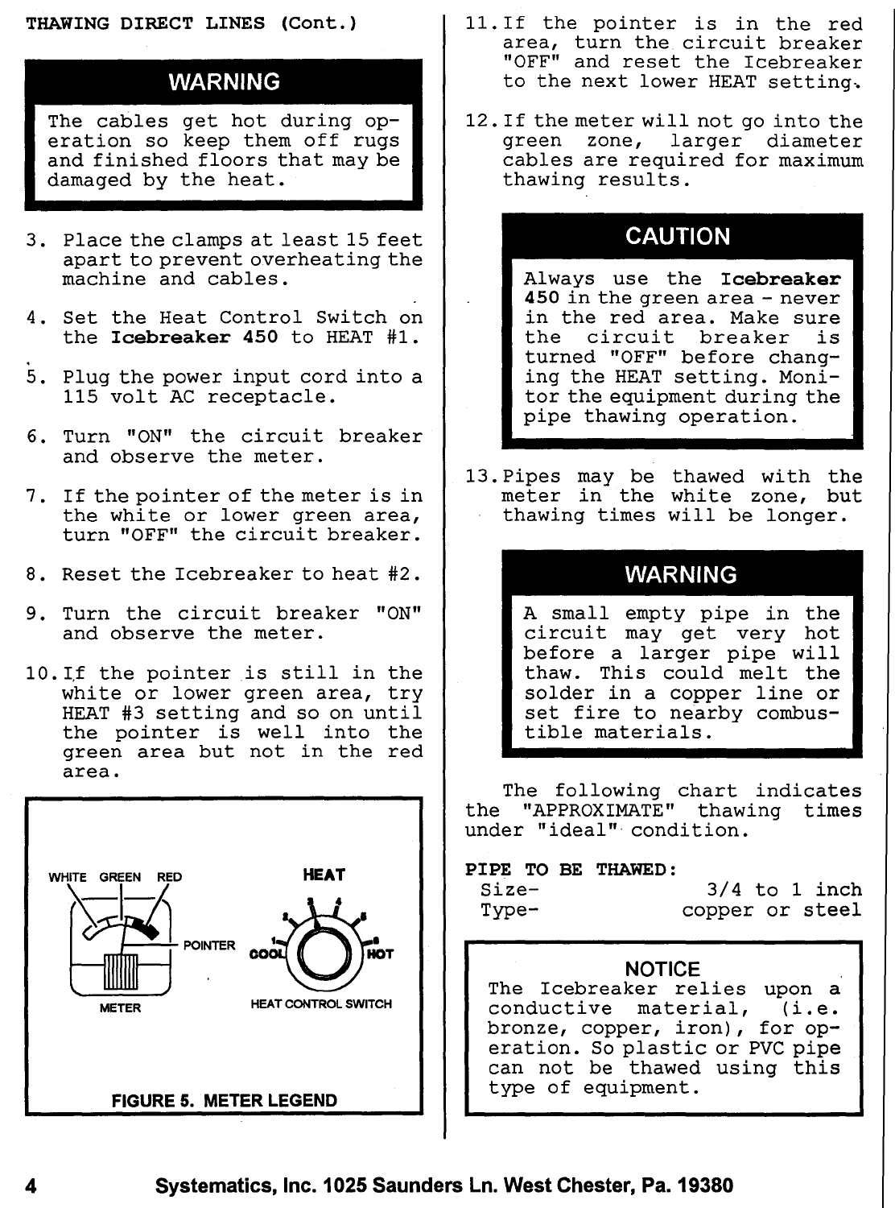THAWING DIRECT LINES (Cont.)

**WARNING**

The cables get hot during operation so keep them off rugs and finished floors that may be damaged by the heat.

3. Place the clamps at least 15 feet apart to prevent overheating the machine and cables.
4. Set the Heat Control Switch on the **Icebreaker 450** to HEAT #1.
5. Plug the power input cord into a 115 volt AC receptacle.
6. Turn "ON" the circuit breaker and observe the meter.
7. If the pointer of the meter is in the white or lower green area, turn "OFF" the circuit breaker.
8. Reset the Icebreaker to heat #2.
9. Turn the circuit breaker "ON" and observe the meter.
10. If the pointer is still in the white or lower green area, try HEAT #3 setting and so on until the pointer is well into the green area but not in the red area.

WHITE GREEN RED

POINTER

METER

HEAT

COOL HOT

HEAT CONTROL SWITCH

**FIGURE 5. METER LEGEND**

11. If the pointer is in the red area, turn the circuit breaker "OFF" and reset the Icebreaker to the next lower HEAT setting.
12. If the meter will not go into the green zone, larger diameter cables are required for maximum thawing results.

**CAUTION**

Always use the **Icebreaker 450** in the green area - never in the red area. Make sure the circuit breaker is turned "OFF" before changing the HEAT setting. Monitor the equipment during the pipe thawing operation.

13. Pipes may be thawed with the meter in the white zone, but thawing times will be longer.

**WARNING**

A small empty pipe in the circuit may get very hot before a larger pipe will thaw. This could melt the solder in a copper line or set fire to nearby combustible materials.

The following chart indicates the "APPROXIMATE" thawing times under "ideal" condition.

**PIPE TO BE THAWED:**

Size- 3/4 to 1 inch
Type- copper or steel

**NOTICE**

The Icebreaker relies upon a conductive material, (i.e. bronze, copper, iron), for operation. So plastic or PVC pipe can not be thawed using this type of equipment.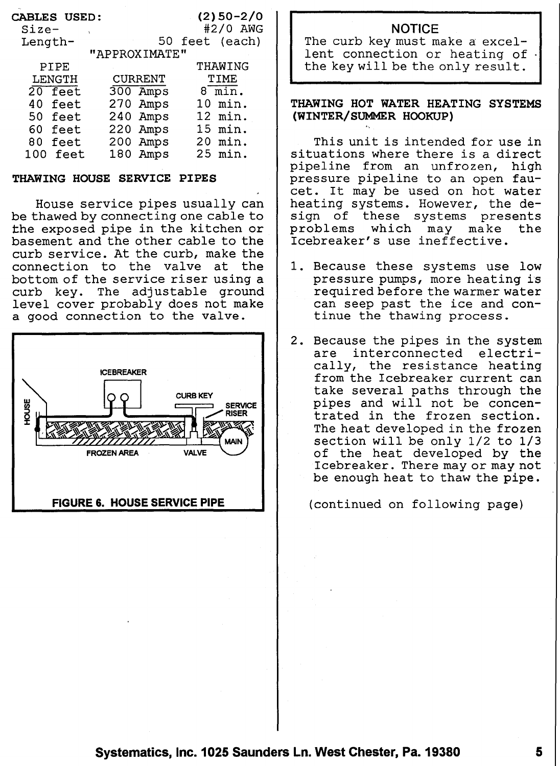CABLES USED: (2)50-2/0
Size- #2/0 AWG
Length- 50 feet (each)

"APPROXIMATE"

| PIPE LENGTH | CURRENT | THAWING TIME |
|---|---|---|
| 20 feet | 300 Amps | 8 min. |
| 40 feet | 270 Amps | 10 min. |
| 50 feet | 240 Amps | 12 min. |
| 60 feet | 220 Amps | 15 min. |
| 80 feet | 200 Amps | 20 min. |
| 100 feet | 180 Amps | 25 min. |

## THAWING HOUSE SERVICE PIPES

House service pipes usually can be thawed by connecting one cable to the exposed pipe in the kitchen or basement and the other cable to the curb service. At the curb, make the connection to the valve at the bottom of the service riser using a curb key. The adjustable ground level cover probably does not make a good connection to the valve.

ICEBREAKER, HOUSE, CURB KEY, SERVICE RISER, MAIN, FROZEN AREA, VALVE

**FIGURE 6. HOUSE SERVICE PIPE**

> **NOTICE**
> The curb key must make a excellent connection or heating of the key will be the only result.

## THAWING HOT WATER HEATING SYSTEMS (WINTER/SUMMER HOOKUP)

This unit is intended for use in situations where there is a direct pipeline from an unfrozen, high pressure pipeline to an open faucet. It may be used on hot water heating systems. However, the design of these systems presents problems which may make the Icebreaker's use ineffective.

1. Because these systems use low pressure pumps, more heating is required before the warmer water can seep past the ice and continue the thawing process.
2. Because the pipes in the system are interconnected electrically, the resistance heating from the Icebreaker current can take several paths through the pipes and will not be concentrated in the frozen section. The heat developed in the frozen section will be only 1/2 to 1/3 of the heat developed by the Icebreaker. There may or may not be enough heat to thaw the pipe.

(continued on following page)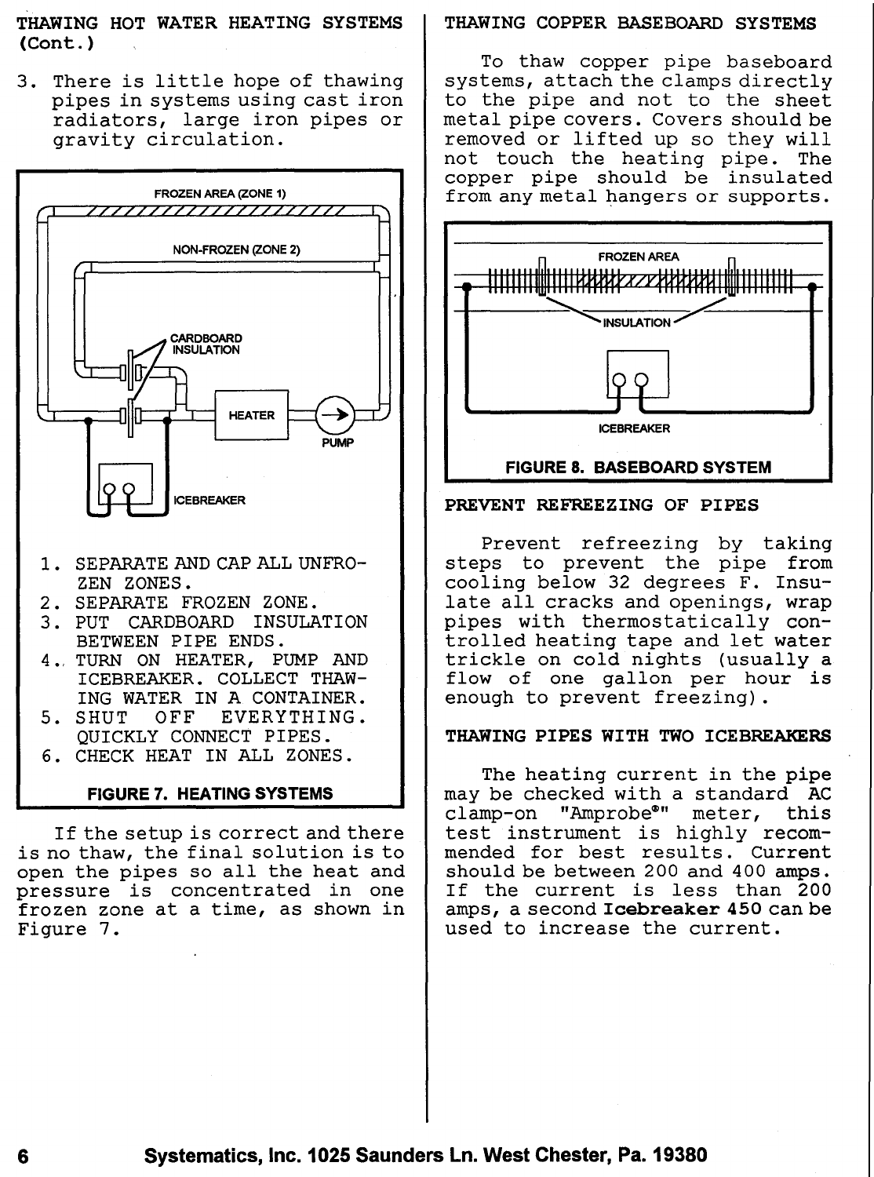## THAWING HOT WATER HEATING SYSTEMS (Cont.)

3. There is little hope of thawing pipes in systems using cast iron radiators, large iron pipes or gravity circulation.

FROZEN AREA (ZONE 1)

NON-FROZEN (ZONE 2)

CARDBOARD INSULATION

HEATER

PUMP

ICEBREAKER

1. SEPARATE AND CAP ALL UNFROZEN ZONES.
2. SEPARATE FROZEN ZONE.
3. PUT CARDBOARD INSULATION BETWEEN PIPE ENDS.
4. TURN ON HEATER, PUMP AND ICEBREAKER. COLLECT THAWING WATER IN A CONTAINER.
5. SHUT OFF EVERYTHING. QUICKLY CONNECT PIPES.
6. CHECK HEAT IN ALL ZONES.

**FIGURE 7. HEATING SYSTEMS**

If the setup is correct and there is no thaw, the final solution is to open the pipes so all the heat and pressure is concentrated in one frozen zone at a time, as shown in Figure 7.

## THAWING COPPER BASEBOARD SYSTEMS

To thaw copper pipe baseboard systems, attach the clamps directly to the pipe and not to the sheet metal pipe covers. Covers should be removed or lifted up so they will not touch the heating pipe. The copper pipe should be insulated from any metal hangers or supports.

FROZEN AREA

INSULATION

ICEBREAKER

**FIGURE 8. BASEBOARD SYSTEM**

## PREVENT REFREEZING OF PIPES

Prevent refreezing by taking steps to prevent the pipe from cooling below 32 degrees F. Insulate all cracks and openings, wrap pipes with thermostatically controlled heating tape and let water trickle on cold nights (usually a flow of one gallon per hour is enough to prevent freezing).

## THAWING PIPES WITH TWO ICEBREAKERS

The heating current in the pipe may be checked with a standard AC clamp-on "Amprobe®" meter, this test instrument is highly recommended for best results. Current should be between 200 and 400 amps. If the current is less than 200 amps, a second **Icebreaker 450** can be used to increase the current.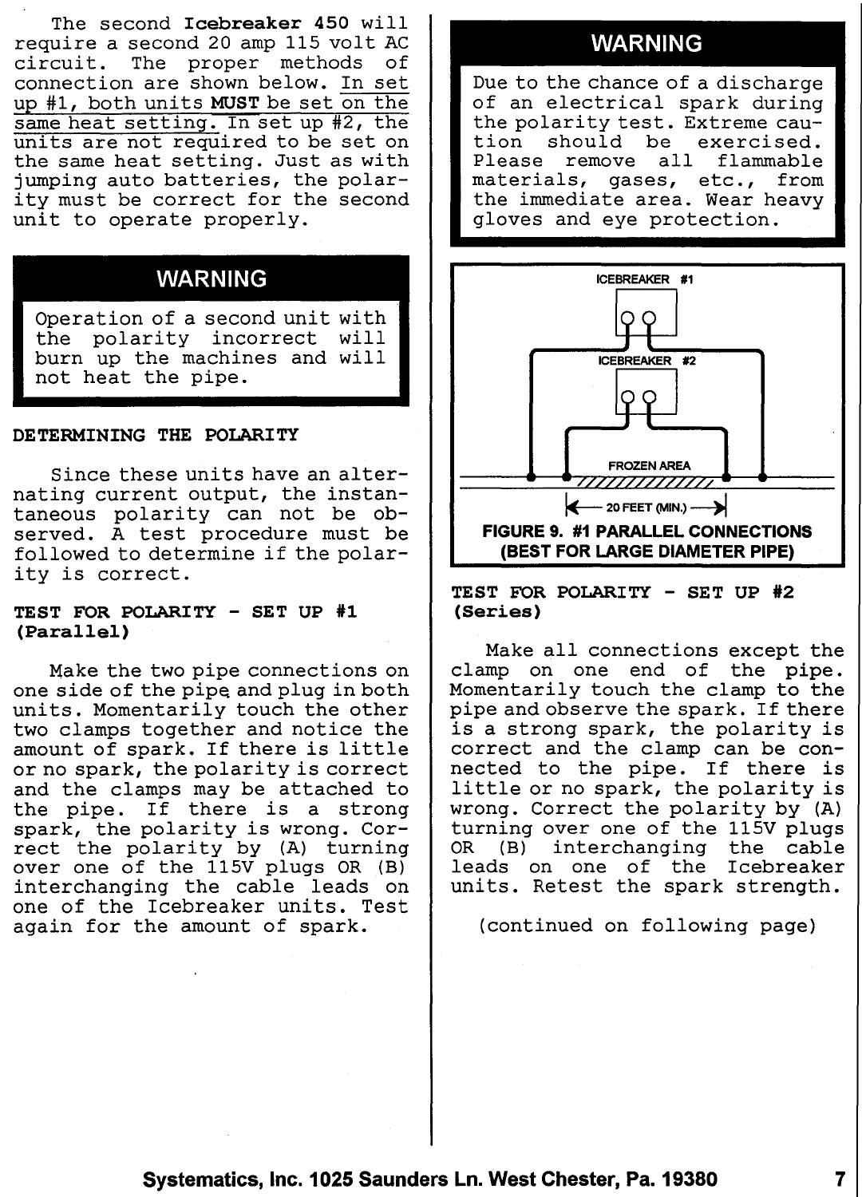The second **Icebreaker 450** will require a second 20 amp 115 volt AC circuit. The proper methods of connection are shown below. In set up #1, both units **MUST** be set on the same heat setting. In set up #2, the units are not required to be set on the same heat setting. Just as with jumping auto batteries, the polarity must be correct for the second unit to operate properly.

## WARNING

Operation of a second unit with the polarity incorrect will burn up the machines and will not heat the pipe.

### DETERMINING THE POLARITY

Since these units have an alternating current output, the instantaneous polarity can not be observed. A test procedure must be followed to determine if the polarity is correct.

### TEST FOR POLARITY - SET UP #1 (Parallel)

Make the two pipe connections on one side of the pipe and plug in both units. Momentarily touch the other two clamps together and notice the amount of spark. If there is little or no spark, the polarity is correct and the clamps may be attached to the pipe. If there is a strong spark, the polarity is wrong. Correct the polarity by (A) turning over one of the 115V plugs OR (B) interchanging the cable leads on one of the Icebreaker units. Test again for the amount of spark.

## WARNING

Due to the chance of a discharge of an electrical spark during the polarity test. Extreme caution should be exercised. Please remove all flammable materials, gases, etc., from the immediate area. Wear heavy gloves and eye protection.

ICEBREAKER #1

ICEBREAKER #2

FROZEN AREA

20 FEET (MIN.)

**FIGURE 9. #1 PARALLEL CONNECTIONS (BEST FOR LARGE DIAMETER PIPE)**

### TEST FOR POLARITY - SET UP #2 (Series)

Make all connections except the clamp on one end of the pipe. Momentarily touch the clamp to the pipe and observe the spark. If there is a strong spark, the polarity is correct and the clamp can be connected to the pipe. If there is little or no spark, the polarity is wrong. Correct the polarity by (A) turning over one of the 115V plugs OR (B) interchanging the cable leads on one of the Icebreaker units. Retest the spark strength.

(continued on following page)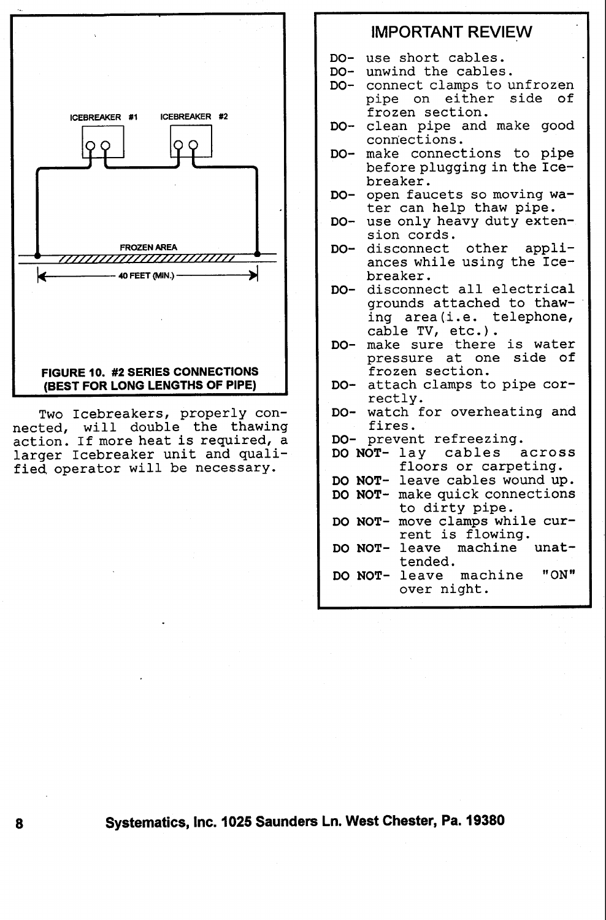ICEBREAKER #1 ICEBREAKER #2

FROZEN AREA

40 FEET (MIN.)

**FIGURE 10. #2 SERIES CONNECTIONS (BEST FOR LONG LENGTHS OF PIPE)**

Two Icebreakers, properly connected, will double the thawing action. If more heat is required, a larger Icebreaker unit and qualified operator will be necessary.

## IMPORTANT REVIEW

- DO- use short cables.
- DO- unwind the cables.
- DO- connect clamps to unfrozen pipe on either side of frozen section.
- DO- clean pipe and make good connections.
- DO- make connections to pipe before plugging in the Icebreaker.
- DO- open faucets so moving water can help thaw pipe.
- DO- use only heavy duty extension cords.
- DO- disconnect other appliances while using the Icebreaker.
- DO- disconnect all electrical grounds attached to thawing area(i.e. telephone, cable TV, etc.).
- DO- make sure there is water pressure at one side of frozen section.
- DO- attach clamps to pipe correctly.
- DO- watch for overheating and fires.
- DO- prevent refreezing.
- **DO NOT**- lay cables across floors or carpeting.
- **DO NOT**- leave cables wound up.
- **DO NOT**- make quick connections to dirty pipe.
- **DO NOT**- move clamps while current is flowing.
- **DO NOT**- leave machine unattended.
- **DO NOT**- leave machine "ON" over night.

**Systematics, Inc. 1025 Saunders Ln. West Chester, Pa. 19380**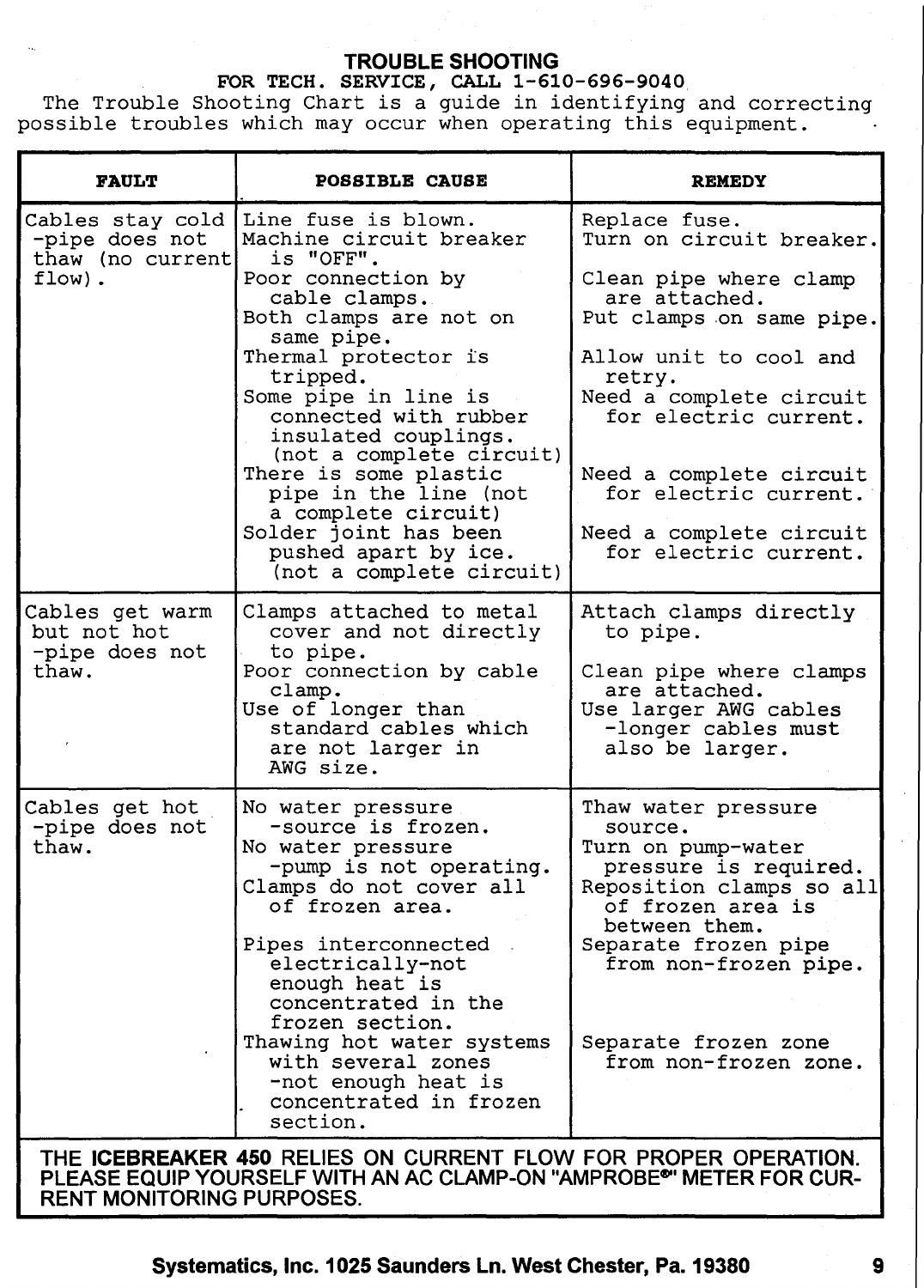## TROUBLE SHOOTING

FOR TECH. SERVICE, CALL 1-610-696-9040

The Trouble Shooting Chart is a guide in identifying and correcting possible troubles which may occur when operating this equipment.

| FAULT | POSSIBLE CAUSE | REMEDY |
|---|---|---|
| Cables stay cold -pipe does not thaw (no current flow). | Line fuse is blown. | Replace fuse. |
| | Machine circuit breaker is "OFF". | Turn on circuit breaker. |
| | Poor connection by cable clamps. | Clean pipe where clamp are attached. |
| | Both clamps are not on same pipe. | Put clamps on same pipe. |
| | Thermal protector is tripped. | Allow unit to cool and retry. |
| | Some pipe in line is connected with rubber insulated couplings. (not a complete circuit) | Need a complete circuit for electric current. |
| | There is some plastic pipe in the line (not a complete circuit) | Need a complete circuit for electric current. |
| | Solder joint has been pushed apart by ice. (not a complete circuit) | Need a complete circuit for electric current. |
| Cables get warm but not hot -pipe does not thaw. | Clamps attached to metal cover and not directly to pipe. | Attach clamps directly to pipe. |
| | Poor connection by cable clamp. | Clean pipe where clamps are attached. |
| | Use of longer than standard cables which are not larger in AWG size. | Use larger AWG cables -longer cables must also be larger. |
| Cables get hot -pipe does not thaw. | No water pressure -source is frozen. | Thaw water pressure source. |
| | No water pressure -pump is not operating. | Turn on pump-water pressure is required. |
| | Clamps do not cover all of frozen area. | Reposition clamps so all of frozen area is between them. |
| | Pipes interconnected electrically-not enough heat is concentrated in the frozen section. | Separate frozen pipe from non-frozen pipe. |
| | Thawing hot water systems with several zones -not enough heat is concentrated in frozen section. | Separate frozen zone from non-frozen zone. |

THE **ICEBREAKER 450** RELIES ON CURRENT FLOW FOR PROPER OPERATION. PLEASE EQUIP YOURSELF WITH AN AC CLAMP-ON "AMPROBE®" METER FOR CURRENT MONITORING PURPOSES.

**Systematics, Inc. 1025 Saunders Ln. West Chester, Pa. 19380**